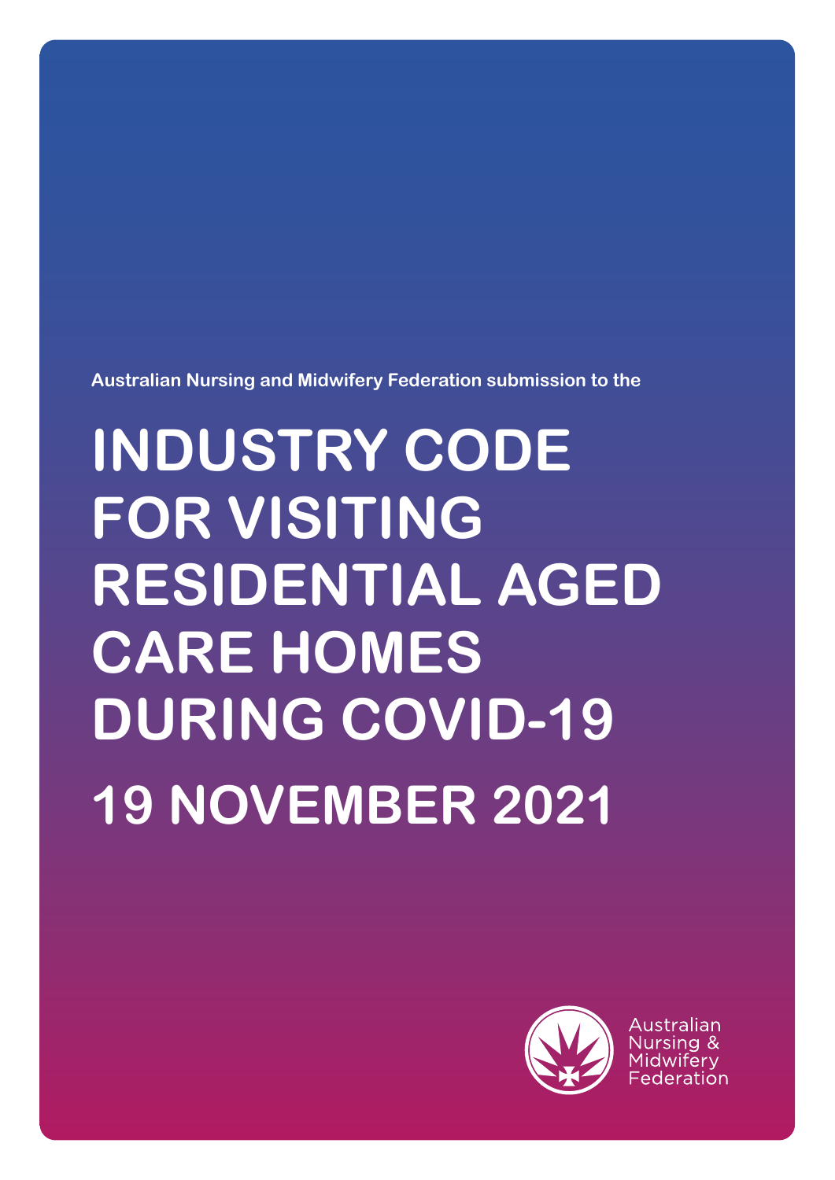Australian Nursing and Midwifery Federation submission to the

# INDUSTRY CODE FOR VISITING RESIDENTIAL AGED CARE HOMES DURING COVID-19

## 19 NOVEMBER 2021

Australian Nursing & Midwifery Federation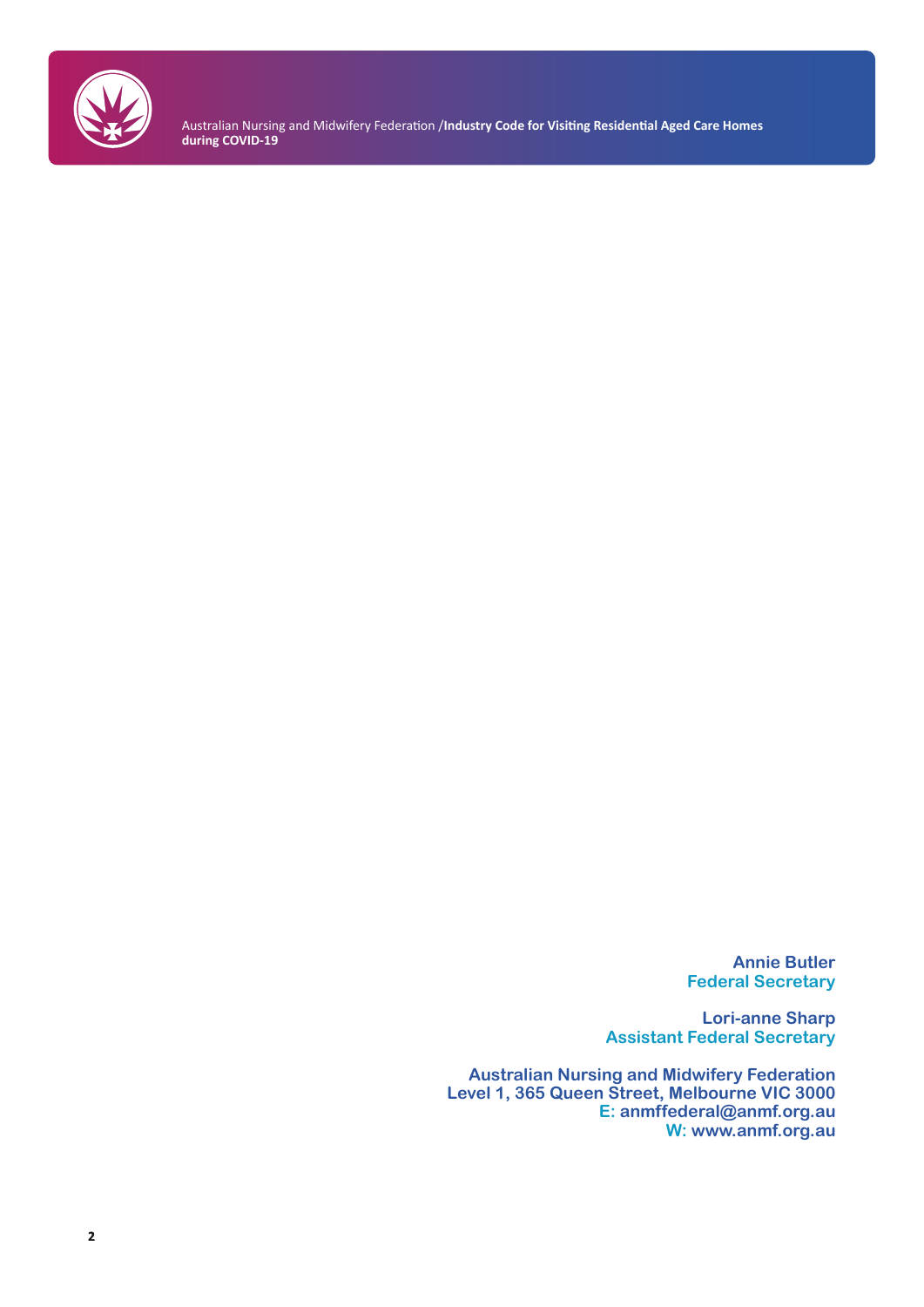**Annie Butler**
**Federal Secretary**

**Lori-anne Sharp**
**Assistant Federal Secretary**

**Australian Nursing and Midwifery Federation**
**Level 1, 365 Queen Street, Melbourne VIC 3000**
**E: anmffederal@anmf.org.au**
**W: www.anmf.org.au**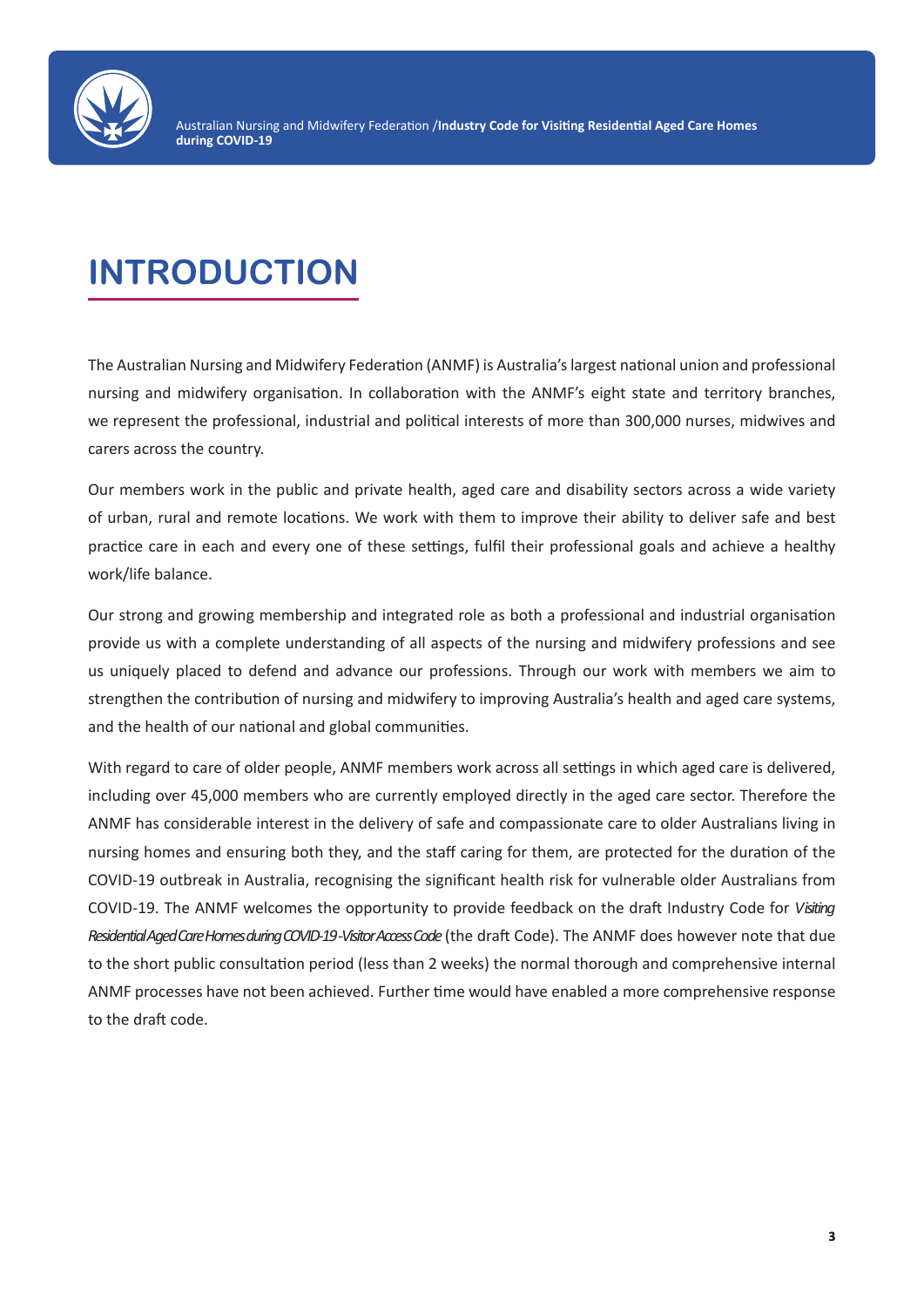# INTRODUCTION

The Australian Nursing and Midwifery Federation (ANMF) is Australia's largest national union and professional nursing and midwifery organisation. In collaboration with the ANMF's eight state and territory branches, we represent the professional, industrial and political interests of more than 300,000 nurses, midwives and carers across the country.

Our members work in the public and private health, aged care and disability sectors across a wide variety of urban, rural and remote locations. We work with them to improve their ability to deliver safe and best practice care in each and every one of these settings, fulfil their professional goals and achieve a healthy work/life balance.

Our strong and growing membership and integrated role as both a professional and industrial organisation provide us with a complete understanding of all aspects of the nursing and midwifery professions and see us uniquely placed to defend and advance our professions. Through our work with members we aim to strengthen the contribution of nursing and midwifery to improving Australia's health and aged care systems, and the health of our national and global communities.

With regard to care of older people, ANMF members work across all settings in which aged care is delivered, including over 45,000 members who are currently employed directly in the aged care sector. Therefore the ANMF has considerable interest in the delivery of safe and compassionate care to older Australians living in nursing homes and ensuring both they, and the staff caring for them, are protected for the duration of the COVID-19 outbreak in Australia, recognising the significant health risk for vulnerable older Australians from COVID-19. The ANMF welcomes the opportunity to provide feedback on the draft Industry Code for *Visiting Residential Aged Care Homes during COVID-19 -Visitor Access Code* (the draft Code). The ANMF does however note that due to the short public consultation period (less than 2 weeks) the normal thorough and comprehensive internal ANMF processes have not been achieved. Further time would have enabled a more comprehensive response to the draft code.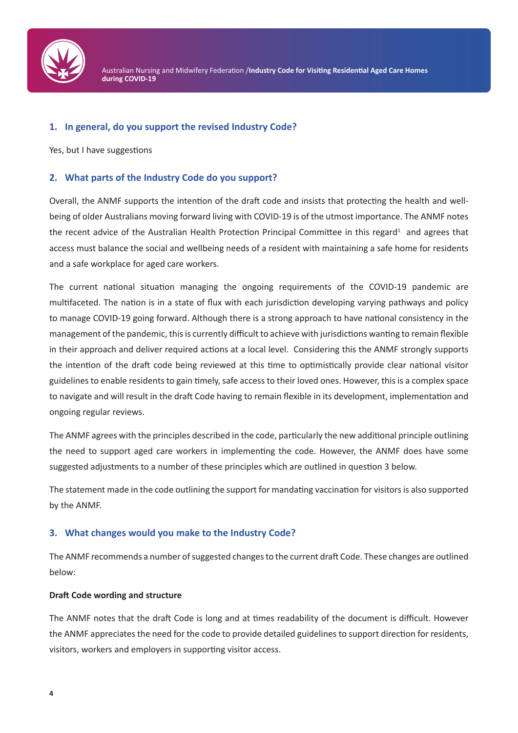## 1. In general, do you support the revised Industry Code?

Yes, but I have suggestions

## 2. What parts of the Industry Code do you support?

Overall, the ANMF supports the intention of the draft code and insists that protecting the health and well-being of older Australians moving forward living with COVID-19 is of the utmost importance. The ANMF notes the recent advice of the Australian Health Protection Principal Committee in this regard[1] and agrees that access must balance the social and wellbeing needs of a resident with maintaining a safe home for residents and a safe workplace for aged care workers.

The current national situation managing the ongoing requirements of the COVID-19 pandemic are multifaceted. The nation is in a state of flux with each jurisdiction developing varying pathways and policy to manage COVID-19 going forward. Although there is a strong approach to have national consistency in the management of the pandemic, this is currently difficult to achieve with jurisdictions wanting to remain flexible in their approach and deliver required actions at a local level. Considering this the ANMF strongly supports the intention of the draft code being reviewed at this time to optimistically provide clear national visitor guidelines to enable residents to gain timely, safe access to their loved ones. However, this is a complex space to navigate and will result in the draft Code having to remain flexible in its development, implementation and ongoing regular reviews.

The ANMF agrees with the principles described in the code, particularly the new additional principle outlining the need to support aged care workers in implementing the code. However, the ANMF does have some suggested adjustments to a number of these principles which are outlined in question 3 below.

The statement made in the code outlining the support for mandating vaccination for visitors is also supported by the ANMF.

## 3. What changes would you make to the Industry Code?

The ANMF recommends a number of suggested changes to the current draft Code. These changes are outlined below:

**Draft Code wording and structure**

The ANMF notes that the draft Code is long and at times readability of the document is difficult. However the ANMF appreciates the need for the code to provide detailed guidelines to support direction for residents, visitors, workers and employers in supporting visitor access.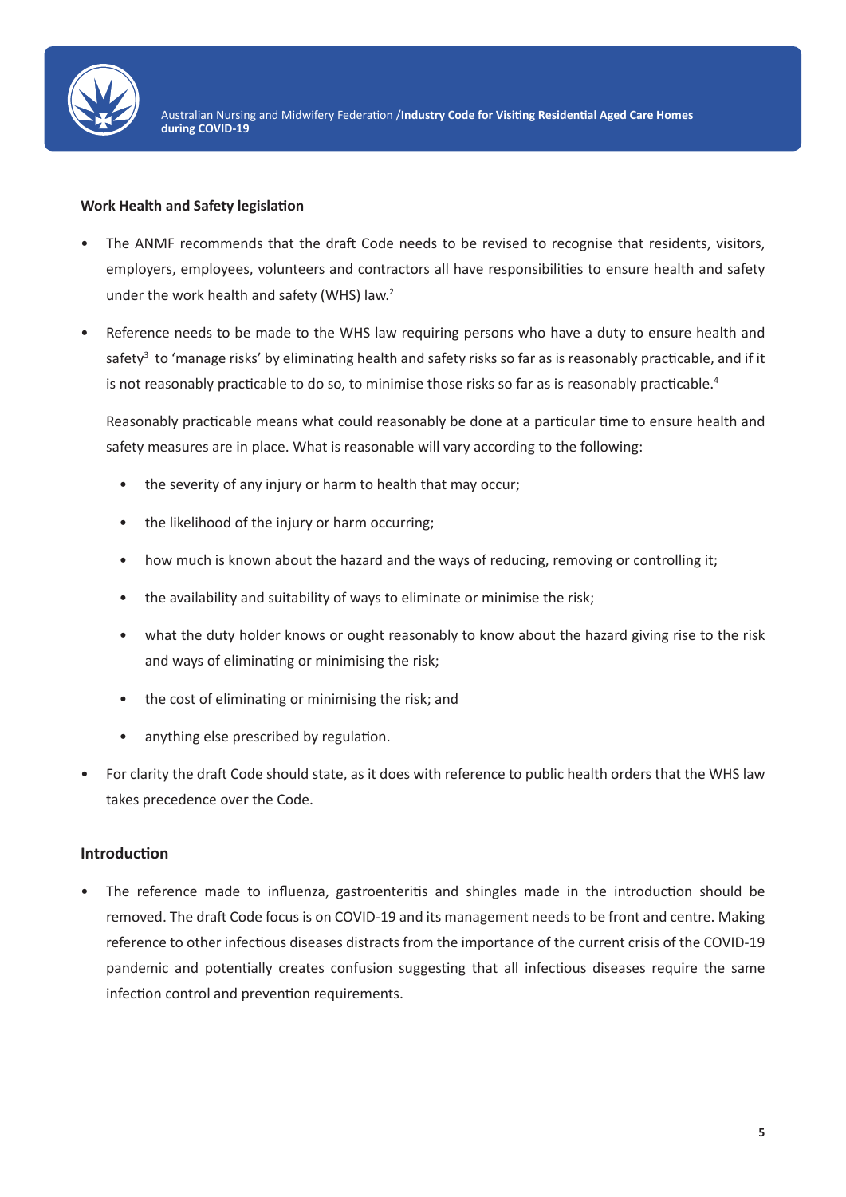**Work Health and Safety legislation**

- The ANMF recommends that the draft Code needs to be revised to recognise that residents, visitors, employers, employees, volunteers and contractors all have responsibilities to ensure health and safety under the work health and safety (WHS) law.[2]
- Reference needs to be made to the WHS law requiring persons who have a duty to ensure health and safety[3] to 'manage risks' by eliminating health and safety risks so far as is reasonably practicable, and if it is not reasonably practicable to do so, to minimise those risks so far as is reasonably practicable.[4]

  Reasonably practicable means what could reasonably be done at a particular time to ensure health and safety measures are in place. What is reasonable will vary according to the following:

  - the severity of any injury or harm to health that may occur;
  - the likelihood of the injury or harm occurring;
  - how much is known about the hazard and the ways of reducing, removing or controlling it;
  - the availability and suitability of ways to eliminate or minimise the risk;
  - what the duty holder knows or ought reasonably to know about the hazard giving rise to the risk and ways of eliminating or minimising the risk;
  - the cost of eliminating or minimising the risk; and
  - anything else prescribed by regulation.
- For clarity the draft Code should state, as it does with reference to public health orders that the WHS law takes precedence over the Code.

**Introduction**

- The reference made to influenza, gastroenteritis and shingles made in the introduction should be removed. The draft Code focus is on COVID-19 and its management needs to be front and centre. Making reference to other infectious diseases distracts from the importance of the current crisis of the COVID-19 pandemic and potentially creates confusion suggesting that all infectious diseases require the same infection control and prevention requirements.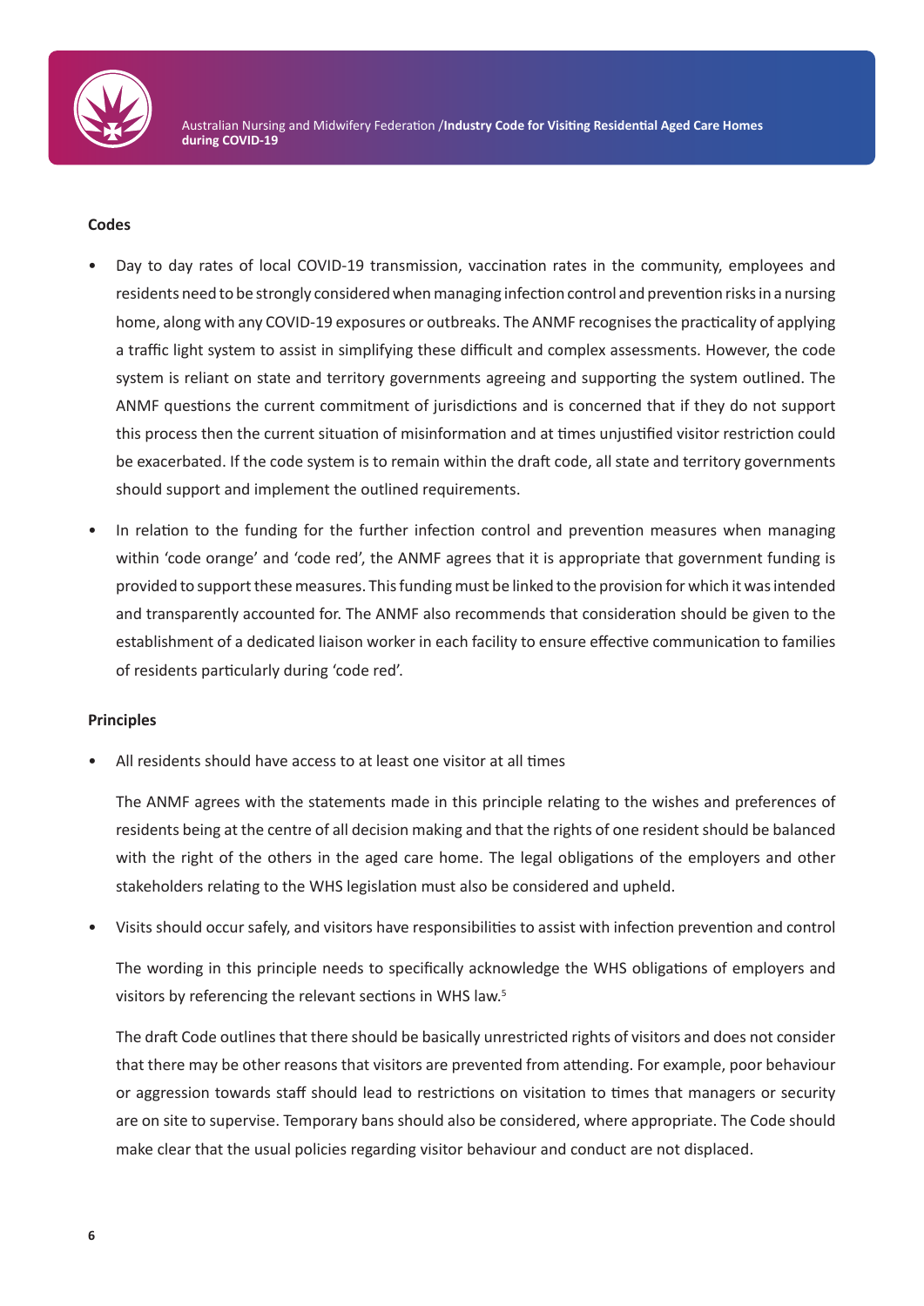**Codes**

- Day to day rates of local COVID-19 transmission, vaccination rates in the community, employees and residents need to be strongly considered when managing infection control and prevention risks in a nursing home, along with any COVID-19 exposures or outbreaks. The ANMF recognises the practicality of applying a traffic light system to assist in simplifying these difficult and complex assessments. However, the code system is reliant on state and territory governments agreeing and supporting the system outlined. The ANMF questions the current commitment of jurisdictions and is concerned that if they do not support this process then the current situation of misinformation and at times unjustified visitor restriction could be exacerbated. If the code system is to remain within the draft code, all state and territory governments should support and implement the outlined requirements.
- In relation to the funding for the further infection control and prevention measures when managing within 'code orange' and 'code red', the ANMF agrees that it is appropriate that government funding is provided to support these measures. This funding must be linked to the provision for which it was intended and transparently accounted for. The ANMF also recommends that consideration should be given to the establishment of a dedicated liaison worker in each facility to ensure effective communication to families of residents particularly during 'code red'.

**Principles**

- All residents should have access to at least one visitor at all times

  The ANMF agrees with the statements made in this principle relating to the wishes and preferences of residents being at the centre of all decision making and that the rights of one resident should be balanced with the right of the others in the aged care home. The legal obligations of the employers and other stakeholders relating to the WHS legislation must also be considered and upheld.

- Visits should occur safely, and visitors have responsibilities to assist with infection prevention and control

  The wording in this principle needs to specifically acknowledge the WHS obligations of employers and visitors by referencing the relevant sections in WHS law.[5]

  The draft Code outlines that there should be basically unrestricted rights of visitors and does not consider that there may be other reasons that visitors are prevented from attending. For example, poor behaviour or aggression towards staff should lead to restrictions on visitation to times that managers or security are on site to supervise. Temporary bans should also be considered, where appropriate. The Code should make clear that the usual policies regarding visitor behaviour and conduct are not displaced.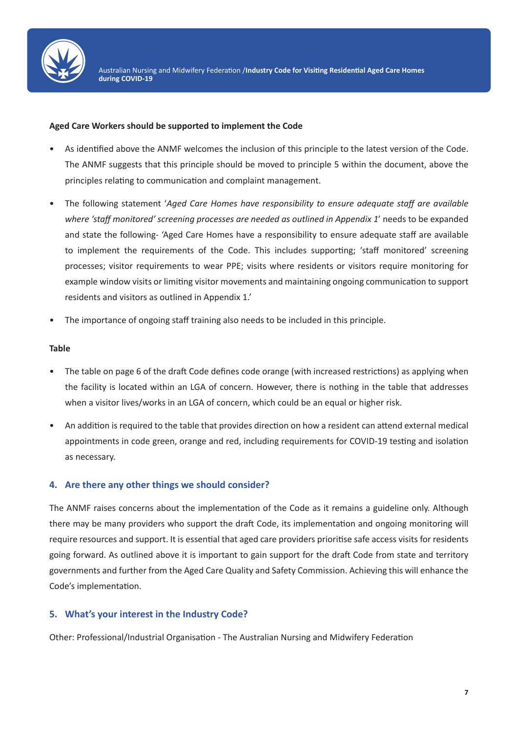**Aged Care Workers should be supported to implement the Code**

- As identified above the ANMF welcomes the inclusion of this principle to the latest version of the Code. The ANMF suggests that this principle should be moved to principle 5 within the document, above the principles relating to communication and complaint management.
- The following statement '*Aged Care Homes have responsibility to ensure adequate staff are available where 'staff monitored' screening processes are needed as outlined in Appendix 1*' needs to be expanded and state the following- 'Aged Care Homes have a responsibility to ensure adequate staff are available to implement the requirements of the Code. This includes supporting; 'staff monitored' screening processes; visitor requirements to wear PPE; visits where residents or visitors require monitoring for example window visits or limiting visitor movements and maintaining ongoing communication to support residents and visitors as outlined in Appendix 1.'
- The importance of ongoing staff training also needs to be included in this principle.

**Table**

- The table on page 6 of the draft Code defines code orange (with increased restrictions) as applying when the facility is located within an LGA of concern. However, there is nothing in the table that addresses when a visitor lives/works in an LGA of concern, which could be an equal or higher risk.
- An addition is required to the table that provides direction on how a resident can attend external medical appointments in code green, orange and red, including requirements for COVID-19 testing and isolation as necessary.

## 4. Are there any other things we should consider?

The ANMF raises concerns about the implementation of the Code as it remains a guideline only. Although there may be many providers who support the draft Code, its implementation and ongoing monitoring will require resources and support. It is essential that aged care providers prioritise safe access visits for residents going forward. As outlined above it is important to gain support for the draft Code from state and territory governments and further from the Aged Care Quality and Safety Commission. Achieving this will enhance the Code's implementation.

## 5. What's your interest in the Industry Code?

Other: Professional/Industrial Organisation - The Australian Nursing and Midwifery Federation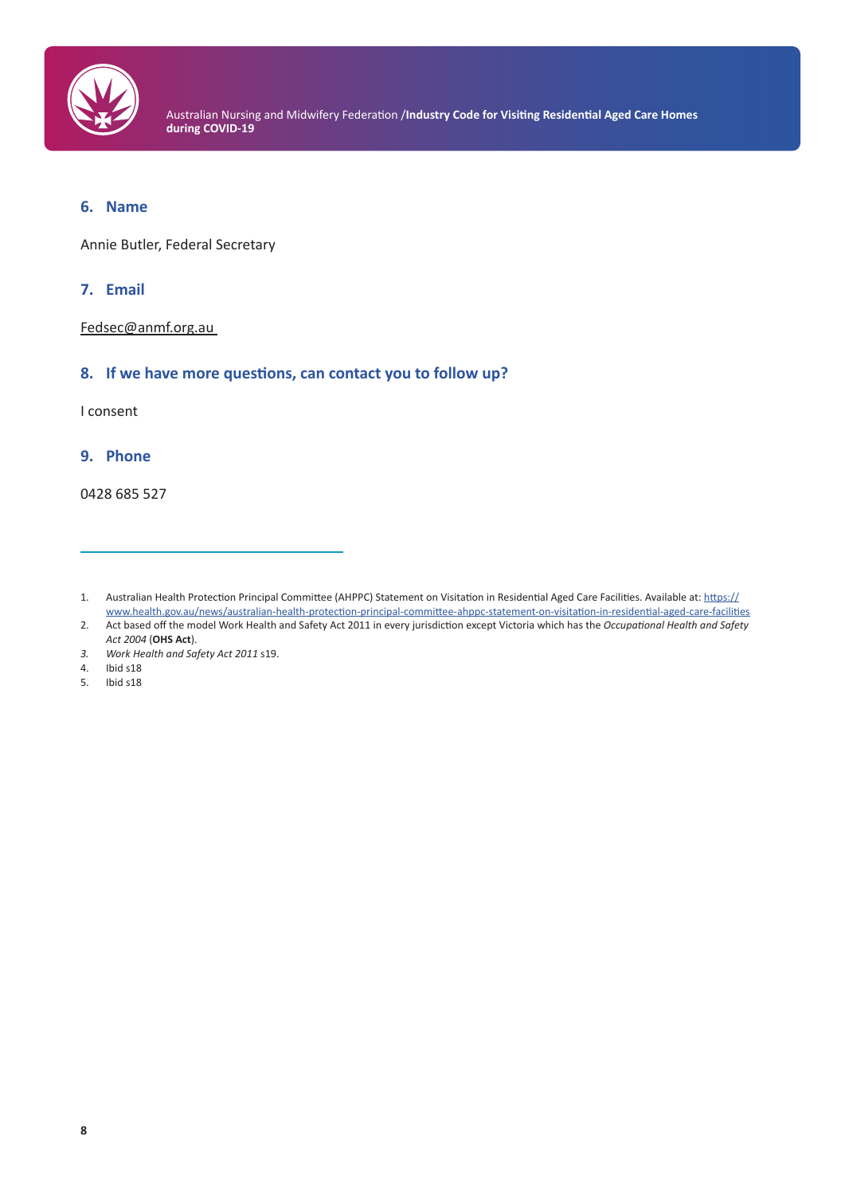## 6. Name

Annie Butler, Federal Secretary

## 7. Email

Fedsec@anmf.org.au

## 8. If we have more questions, can contact you to follow up?

I consent

## 9. Phone

0428 685 527

---

1. Australian Health Protection Principal Committee (AHPPC) Statement on Visitation in Residential Aged Care Facilities. Available at: https://www.health.gov.au/news/australian-health-protection-principal-committee-ahppc-statement-on-visitation-in-residential-aged-care-facilities
2. Act based off the model Work Health and Safety Act 2011 in every jurisdiction except Victoria which has the *Occupational Health and Safety Act 2004* (**OHS Act**).
3. *Work Health and Safety Act 2011* s19.
4. Ibid s18
5. Ibid s18